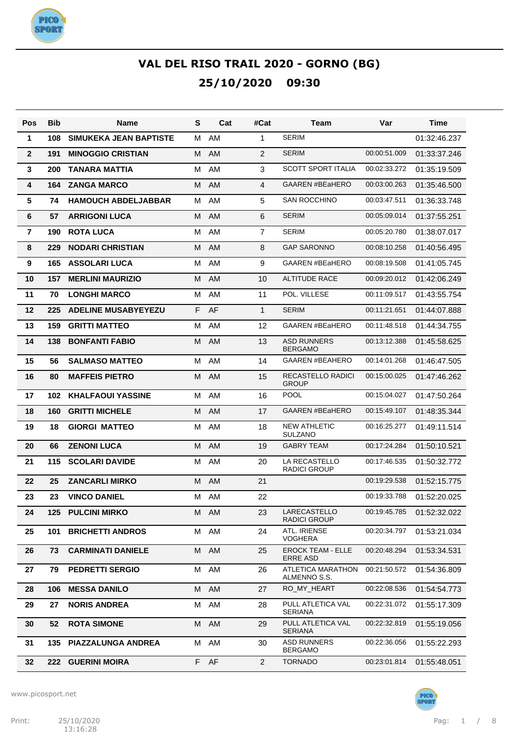# VAL DEL RISO TRAIL 2020 - GORNO (BG)

## 25/10/2020 09:30

| Pos | Bib | Name | S | Cat | #Cat | Team | Var | Time |
|---|---|---|---|---|---|---|---|---|
| 1 | 108 | SIMUKEKA JEAN BAPTISTE | M | AM | 1 | SERIM | | 01:32:46.237 |
| 2 | 191 | MINOGGIO CRISTIAN | M | AM | 2 | SERIM | 00:00:51.009 | 01:33:37.246 |
| 3 | 200 | TANARA MATTIA | M | AM | 3 | SCOTT SPORT ITALIA | 00:02:33.272 | 01:35:19.509 |
| 4 | 164 | ZANGA MARCO | M | AM | 4 | GAAREN #BEaHERO | 00:03:00.263 | 01:35:46.500 |
| 5 | 74 | HAMOUCH ABDELJABBAR | M | AM | 5 | SAN ROCCHINO | 00:03:47.511 | 01:36:33.748 |
| 6 | 57 | ARRIGONI LUCA | M | AM | 6 | SERIM | 00:05:09.014 | 01:37:55.251 |
| 7 | 190 | ROTA LUCA | M | AM | 7 | SERIM | 00:05:20.780 | 01:38:07.017 |
| 8 | 229 | NODARI CHRISTIAN | M | AM | 8 | GAP SARONNO | 00:08:10.258 | 01:40:56.495 |
| 9 | 165 | ASSOLARI LUCA | M | AM | 9 | GAAREN #BEaHERO | 00:08:19.508 | 01:41:05.745 |
| 10 | 157 | MERLINI MAURIZIO | M | AM | 10 | ALTITUDE RACE | 00:09:20.012 | 01:42:06.249 |
| 11 | 70 | LONGHI MARCO | M | AM | 11 | POL. VILLESE | 00:11:09.517 | 01:43:55.754 |
| 12 | 225 | ADELINE MUSABYEYEZU | F | AF | 1 | SERIM | 00:11:21.651 | 01:44:07.888 |
| 13 | 159 | GRITTI MATTEO | M | AM | 12 | GAAREN #BEaHERO | 00:11:48.518 | 01:44:34.755 |
| 14 | 138 | BONFANTI FABIO | M | AM | 13 | ASD RUNNERS BERGAMO | 00:13:12.388 | 01:45:58.625 |
| 15 | 56 | SALMASO MATTEO | M | AM | 14 | GAAREN #BEAHERO | 00:14:01.268 | 01:46:47.505 |
| 16 | 80 | MAFFEIS PIETRO | M | AM | 15 | RECASTELLO RADICI GROUP | 00:15:00.025 | 01:47:46.262 |
| 17 | 102 | KHALFAOUI YASSINE | M | AM | 16 | POOL | 00:15:04.027 | 01:47:50.264 |
| 18 | 160 | GRITTI MICHELE | M | AM | 17 | GAAREN #BEaHERO | 00:15:49.107 | 01:48:35.344 |
| 19 | 18 | GIORGI MATTEO | M | AM | 18 | NEW ATHLETIC SULZANO | 00:16:25.277 | 01:49:11.514 |
| 20 | 66 | ZENONI LUCA | M | AM | 19 | GABRY TEAM | 00:17:24.284 | 01:50:10.521 |
| 21 | 115 | SCOLARI DAVIDE | M | AM | 20 | LA RECASTELLO RADICI GROUP | 00:17:46.535 | 01:50:32.772 |
| 22 | 25 | ZANCARLI MIRKO | M | AM | 21 | | 00:19:29.538 | 01:52:15.775 |
| 23 | 23 | VINCO DANIEL | M | AM | 22 | | 00:19:33.788 | 01:52:20.025 |
| 24 | 125 | PULCINI MIRKO | M | AM | 23 | LARECASTELLO RADICI GROUP | 00:19:45.785 | 01:52:32.022 |
| 25 | 101 | BRICHETTI ANDROS | M | AM | 24 | ATL. IRIENSE VOGHERA | 00:20:34.797 | 01:53:21.034 |
| 26 | 73 | CARMINATI DANIELE | M | AM | 25 | EROCK TEAM - ELLE ERRE ASD | 00:20:48.294 | 01:53:34.531 |
| 27 | 79 | PEDRETTI SERGIO | M | AM | 26 | ATLETICA MARATHON ALMENNO S.S. | 00:21:50.572 | 01:54:36.809 |
| 28 | 106 | MESSA DANILO | M | AM | 27 | RO_MY_HEART | 00:22:08.536 | 01:54:54.773 |
| 29 | 27 | NORIS ANDREA | M | AM | 28 | PULL ATLETICA VAL SERIANA | 00:22:31.072 | 01:55:17.309 |
| 30 | 52 | ROTA SIMONE | M | AM | 29 | PULL ATLETICA VAL SERIANA | 00:22:32.819 | 01:55:19.056 |
| 31 | 135 | PIAZZALUNGA ANDREA | M | AM | 30 | ASD RUNNERS BERGAMO | 00:22:36.056 | 01:55:22.293 |
| 32 | 222 | GUERINI MOIRA | F | AF | 2 | TORNADO | 00:23:01.814 | 01:55:48.051 |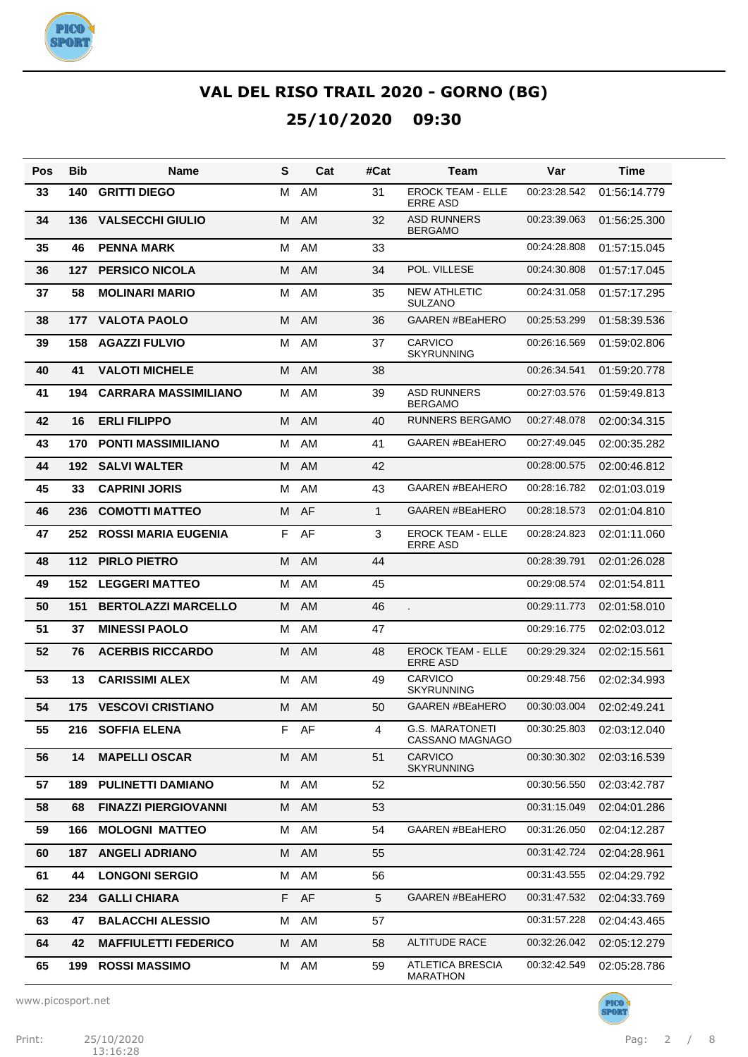# VAL DEL RISO TRAIL 2020 - GORNO (BG)

## 25/10/2020 09:30

| Pos | Bib | Name | S | Cat | #Cat | Team | Var | Time |
|---|---|---|---|---|---|---|---|---|
| 33 | 140 | GRITTI DIEGO | M | AM | 31 | EROCK TEAM - ELLE ERRE ASD | 00:23:28.542 | 01:56:14.779 |
| 34 | 136 | VALSECCHI GIULIO | M | AM | 32 | ASD RUNNERS BERGAMO | 00:23:39.063 | 01:56:25.300 |
| 35 | 46 | PENNA MARK | M | AM | 33 | | 00:24:28.808 | 01:57:15.045 |
| 36 | 127 | PERSICO NICOLA | M | AM | 34 | POL. VILLESE | 00:24:30.808 | 01:57:17.045 |
| 37 | 58 | MOLINARI MARIO | M | AM | 35 | NEW ATHLETIC SULZANO | 00:24:31.058 | 01:57:17.295 |
| 38 | 177 | VALOTA PAOLO | M | AM | 36 | GAAREN #BEaHERO | 00:25:53.299 | 01:58:39.536 |
| 39 | 158 | AGAZZI FULVIO | M | AM | 37 | CARVICO SKYRUNNING | 00:26:16.569 | 01:59:02.806 |
| 40 | 41 | VALOTI MICHELE | M | AM | 38 | | 00:26:34.541 | 01:59:20.778 |
| 41 | 194 | CARRARA MASSIMILIANO | M | AM | 39 | ASD RUNNERS BERGAMO | 00:27:03.576 | 01:59:49.813 |
| 42 | 16 | ERLI FILIPPO | M | AM | 40 | RUNNERS BERGAMO | 00:27:48.078 | 02:00:34.315 |
| 43 | 170 | PONTI MASSIMILIANO | M | AM | 41 | GAAREN #BEaHERO | 00:27:49.045 | 02:00:35.282 |
| 44 | 192 | SALVI WALTER | M | AM | 42 | | 00:28:00.575 | 02:00:46.812 |
| 45 | 33 | CAPRINI JORIS | M | AM | 43 | GAAREN #BEAHERO | 00:28:16.782 | 02:01:03.019 |
| 46 | 236 | COMOTTI MATTEO | M | AF | 1 | GAAREN #BEaHERO | 00:28:18.573 | 02:01:04.810 |
| 47 | 252 | ROSSI MARIA EUGENIA | F | AF | 3 | EROCK TEAM - ELLE ERRE ASD | 00:28:24.823 | 02:01:11.060 |
| 48 | 112 | PIRLO PIETRO | M | AM | 44 | | 00:28:39.791 | 02:01:26.028 |
| 49 | 152 | LEGGERI MATTEO | M | AM | 45 | | 00:29:08.574 | 02:01:54.811 |
| 50 | 151 | BERTOLAZZI MARCELLO | M | AM | 46 | . | 00:29:11.773 | 02:01:58.010 |
| 51 | 37 | MINESSI PAOLO | M | AM | 47 | | 00:29:16.775 | 02:02:03.012 |
| 52 | 76 | ACERBIS RICCARDO | M | AM | 48 | EROCK TEAM - ELLE ERRE ASD | 00:29:29.324 | 02:02:15.561 |
| 53 | 13 | CARISSIMI ALEX | M | AM | 49 | CARVICO SKYRUNNING | 00:29:48.756 | 02:02:34.993 |
| 54 | 175 | VESCOVI CRISTIANO | M | AM | 50 | GAAREN #BEaHERO | 00:30:03.004 | 02:02:49.241 |
| 55 | 216 | SOFFIA ELENA | F | AF | 4 | G.S. MARATONETI CASSANO MAGNAGO | 00:30:25.803 | 02:03:12.040 |
| 56 | 14 | MAPELLI OSCAR | M | AM | 51 | CARVICO SKYRUNNING | 00:30:30.302 | 02:03:16.539 |
| 57 | 189 | PULINETTI DAMIANO | M | AM | 52 | | 00:30:56.550 | 02:03:42.787 |
| 58 | 68 | FINAZZI PIERGIOVANNI | M | AM | 53 | | 00:31:15.049 | 02:04:01.286 |
| 59 | 166 | MOLOGNI MATTEO | M | AM | 54 | GAAREN #BEaHERO | 00:31:26.050 | 02:04:12.287 |
| 60 | 187 | ANGELI ADRIANO | M | AM | 55 | | 00:31:42.724 | 02:04:28.961 |
| 61 | 44 | LONGONI SERGIO | M | AM | 56 | | 00:31:43.555 | 02:04:29.792 |
| 62 | 234 | GALLI CHIARA | F | AF | 5 | GAAREN #BEaHERO | 00:31:47.532 | 02:04:33.769 |
| 63 | 47 | BALACCHI ALESSIO | M | AM | 57 | | 00:31:57.228 | 02:04:43.465 |
| 64 | 42 | MAFFIULETTI FEDERICO | M | AM | 58 | ALTITUDE RACE | 00:32:26.042 | 02:05:12.279 |
| 65 | 199 | ROSSI MASSIMO | M | AM | 59 | ATLETICA BRESCIA MARATHON | 00:32:42.549 | 02:05:28.786 |

www.picosport.net

Print: 25/10/2020 13:16:28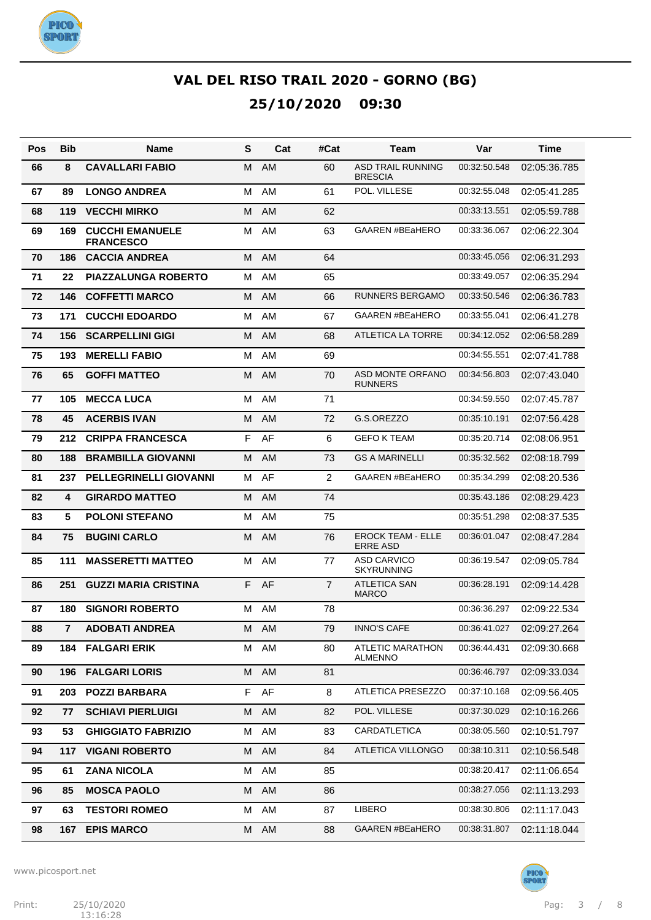# VAL DEL RISO TRAIL 2020 - GORNO (BG)

## 25/10/2020 09:30

| Pos | Bib | Name | S | Cat | #Cat | Team | Var | Time |
|---|---|---|---|---|---|---|---|---|
| 66 | 8 | CAVALLARI FABIO | M | AM | 60 | ASD TRAIL RUNNING BRESCIA | 00:32:50.548 | 02:05:36.785 |
| 67 | 89 | LONGO ANDREA | M | AM | 61 | POL. VILLESE | 00:32:55.048 | 02:05:41.285 |
| 68 | 119 | VECCHI MIRKO | M | AM | 62 | | 00:33:13.551 | 02:05:59.788 |
| 69 | 169 | CUCCHI EMANUELE FRANCESCO | M | AM | 63 | GAAREN #BEaHERO | 00:33:36.067 | 02:06:22.304 |
| 70 | 186 | CACCIA ANDREA | M | AM | 64 | | 00:33:45.056 | 02:06:31.293 |
| 71 | 22 | PIAZZALUNGA ROBERTO | M | AM | 65 | | 00:33:49.057 | 02:06:35.294 |
| 72 | 146 | COFFETTI MARCO | M | AM | 66 | RUNNERS BERGAMO | 00:33:50.546 | 02:06:36.783 |
| 73 | 171 | CUCCHI EDOARDO | M | AM | 67 | GAAREN #BEaHERO | 00:33:55.041 | 02:06:41.278 |
| 74 | 156 | SCARPELLINI GIGI | M | AM | 68 | ATLETICA LA TORRE | 00:34:12.052 | 02:06:58.289 |
| 75 | 193 | MERELLI FABIO | M | AM | 69 | | 00:34:55.551 | 02:07:41.788 |
| 76 | 65 | GOFFI MATTEO | M | AM | 70 | ASD MONTE ORFANO RUNNERS | 00:34:56.803 | 02:07:43.040 |
| 77 | 105 | MECCA LUCA | M | AM | 71 | | 00:34:59.550 | 02:07:45.787 |
| 78 | 45 | ACERBIS IVAN | M | AM | 72 | G.S.OREZZO | 00:35:10.191 | 02:07:56.428 |
| 79 | 212 | CRIPPA FRANCESCA | F | AF | 6 | GEFO K TEAM | 00:35:20.714 | 02:08:06.951 |
| 80 | 188 | BRAMBILLA GIOVANNI | M | AM | 73 | GS A MARINELLI | 00:35:32.562 | 02:08:18.799 |
| 81 | 237 | PELLEGRINELLI GIOVANNI | M | AF | 2 | GAAREN #BEaHERO | 00:35:34.299 | 02:08:20.536 |
| 82 | 4 | GIRARDO MATTEO | M | AM | 74 | | 00:35:43.186 | 02:08:29.423 |
| 83 | 5 | POLONI STEFANO | M | AM | 75 | | 00:35:51.298 | 02:08:37.535 |
| 84 | 75 | BUGINI CARLO | M | AM | 76 | EROCK TEAM - ELLE ERRE ASD | 00:36:01.047 | 02:08:47.284 |
| 85 | 111 | MASSERETTI MATTEO | M | AM | 77 | ASD CARVICO SKYRUNNING | 00:36:19.547 | 02:09:05.784 |
| 86 | 251 | GUZZI MARIA CRISTINA | F | AF | 7 | ATLETICA SAN MARCO | 00:36:28.191 | 02:09:14.428 |
| 87 | 180 | SIGNORI ROBERTO | M | AM | 78 | | 00:36:36.297 | 02:09:22.534 |
| 88 | 7 | ADOBATI ANDREA | M | AM | 79 | INNO'S CAFE | 00:36:41.027 | 02:09:27.264 |
| 89 | 184 | FALGARI ERIK | M | AM | 80 | ATLETIC MARATHON ALMENNO | 00:36:44.431 | 02:09:30.668 |
| 90 | 196 | FALGARI LORIS | M | AM | 81 | | 00:36:46.797 | 02:09:33.034 |
| 91 | 203 | POZZI BARBARA | F | AF | 8 | ATLETICA PRESEZZO | 00:37:10.168 | 02:09:56.405 |
| 92 | 77 | SCHIAVI PIERLUIGI | M | AM | 82 | POL. VILLESE | 00:37:30.029 | 02:10:16.266 |
| 93 | 53 | GHIGGIATO FABRIZIO | M | AM | 83 | CARDATLETICA | 00:38:05.560 | 02:10:51.797 |
| 94 | 117 | VIGANI ROBERTO | M | AM | 84 | ATLETICA VILLONGO | 00:38:10.311 | 02:10:56.548 |
| 95 | 61 | ZANA NICOLA | M | AM | 85 | | 00:38:20.417 | 02:11:06.654 |
| 96 | 85 | MOSCA PAOLO | M | AM | 86 | | 00:38:27.056 | 02:11:13.293 |
| 97 | 63 | TESTORI ROMEO | M | AM | 87 | LIBERO | 00:38:30.806 | 02:11:17.043 |
| 98 | 167 | EPIS MARCO | M | AM | 88 | GAAREN #BEaHERO | 00:38:31.807 | 02:11:18.044 |

www.picosport.net

Print: 25/10/2020 13:16:28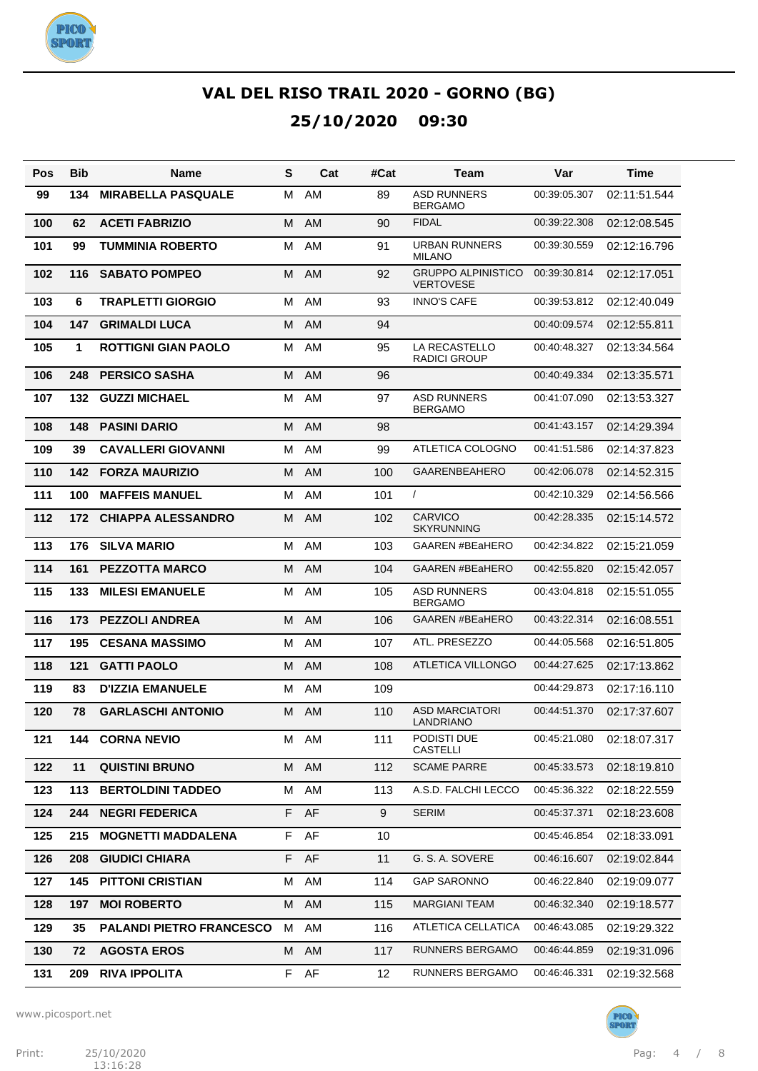# VAL DEL RISO TRAIL 2020 - GORNO (BG)

## 25/10/2020 09:30

| Pos | Bib | Name | S | Cat | #Cat | Team | Var | Time |
|---|---|---|---|---|---|---|---|---|
| 99 | 134 | MIRABELLA PASQUALE | M | AM | 89 | ASD RUNNERS BERGAMO | 00:39:05.307 | 02:11:51.544 |
| 100 | 62 | ACETI FABRIZIO | M | AM | 90 | FIDAL | 00:39:22.308 | 02:12:08.545 |
| 101 | 99 | TUMMINIA ROBERTO | M | AM | 91 | URBAN RUNNERS MILANO | 00:39:30.559 | 02:12:16.796 |
| 102 | 116 | SABATO POMPEO | M | AM | 92 | GRUPPO ALPINISTICO VERTOVESE | 00:39:30.814 | 02:12:17.051 |
| 103 | 6 | TRAPLETTI GIORGIO | M | AM | 93 | INNO'S CAFE | 00:39:53.812 | 02:12:40.049 |
| 104 | 147 | GRIMALDI LUCA | M | AM | 94 | | 00:40:09.574 | 02:12:55.811 |
| 105 | 1 | ROTTIGNI GIAN PAOLO | M | AM | 95 | LA RECASTELLO RADICI GROUP | 00:40:48.327 | 02:13:34.564 |
| 106 | 248 | PERSICO SASHA | M | AM | 96 | | 00:40:49.334 | 02:13:35.571 |
| 107 | 132 | GUZZI MICHAEL | M | AM | 97 | ASD RUNNERS BERGAMO | 00:41:07.090 | 02:13:53.327 |
| 108 | 148 | PASINI DARIO | M | AM | 98 | | 00:41:43.157 | 02:14:29.394 |
| 109 | 39 | CAVALLERI GIOVANNI | M | AM | 99 | ATLETICA COLOGNO | 00:41:51.586 | 02:14:37.823 |
| 110 | 142 | FORZA MAURIZIO | M | AM | 100 | GAARENBEAHERO | 00:42:06.078 | 02:14:52.315 |
| 111 | 100 | MAFFEIS MANUEL | M | AM | 101 | / | 00:42:10.329 | 02:14:56.566 |
| 112 | 172 | CHIAPPA ALESSANDRO | M | AM | 102 | CARVICO SKYRUNNING | 00:42:28.335 | 02:15:14.572 |
| 113 | 176 | SILVA MARIO | M | AM | 103 | GAAREN #BEaHERO | 00:42:34.822 | 02:15:21.059 |
| 114 | 161 | PEZZOTTA MARCO | M | AM | 104 | GAAREN #BEaHERO | 00:42:55.820 | 02:15:42.057 |
| 115 | 133 | MILESI EMANUELE | M | AM | 105 | ASD RUNNERS BERGAMO | 00:43:04.818 | 02:15:51.055 |
| 116 | 173 | PEZZOLI ANDREA | M | AM | 106 | GAAREN #BEaHERO | 00:43:22.314 | 02:16:08.551 |
| 117 | 195 | CESANA MASSIMO | M | AM | 107 | ATL. PRESEZZO | 00:44:05.568 | 02:16:51.805 |
| 118 | 121 | GATTI PAOLO | M | AM | 108 | ATLETICA VILLONGO | 00:44:27.625 | 02:17:13.862 |
| 119 | 83 | D'IZZIA EMANUELE | M | AM | 109 | | 00:44:29.873 | 02:17:16.110 |
| 120 | 78 | GARLASCHI ANTONIO | M | AM | 110 | ASD MARCIATORI LANDRIANO | 00:44:51.370 | 02:17:37.607 |
| 121 | 144 | CORNA NEVIO | M | AM | 111 | PODISTI DUE CASTELLI | 00:45:21.080 | 02:18:07.317 |
| 122 | 11 | QUISTINI BRUNO | M | AM | 112 | SCAME PARRE | 00:45:33.573 | 02:18:19.810 |
| 123 | 113 | BERTOLDINI TADDEO | M | AM | 113 | A.S.D. FALCHI LECCO | 00:45:36.322 | 02:18:22.559 |
| 124 | 244 | NEGRI FEDERICA | F | AF | 9 | SERIM | 00:45:37.371 | 02:18:23.608 |
| 125 | 215 | MOGNETTI MADDALENA | F | AF | 10 | | 00:45:46.854 | 02:18:33.091 |
| 126 | 208 | GIUDICI CHIARA | F | AF | 11 | G. S. A. SOVERE | 00:46:16.607 | 02:19:02.844 |
| 127 | 145 | PITTONI CRISTIAN | M | AM | 114 | GAP SARONNO | 00:46:22.840 | 02:19:09.077 |
| 128 | 197 | MOI ROBERTO | M | AM | 115 | MARGIANI TEAM | 00:46:32.340 | 02:19:18.577 |
| 129 | 35 | PALANDI PIETRO FRANCESCO | M | AM | 116 | ATLETICA CELLATICA | 00:46:43.085 | 02:19:29.322 |
| 130 | 72 | AGOSTA EROS | M | AM | 117 | RUNNERS BERGAMO | 00:46:44.859 | 02:19:31.096 |
| 131 | 209 | RIVA IPPOLITA | F | AF | 12 | RUNNERS BERGAMO | 00:46:46.331 | 02:19:32.568 |

www.picosport.net

Print: 25/10/2020 13:16:28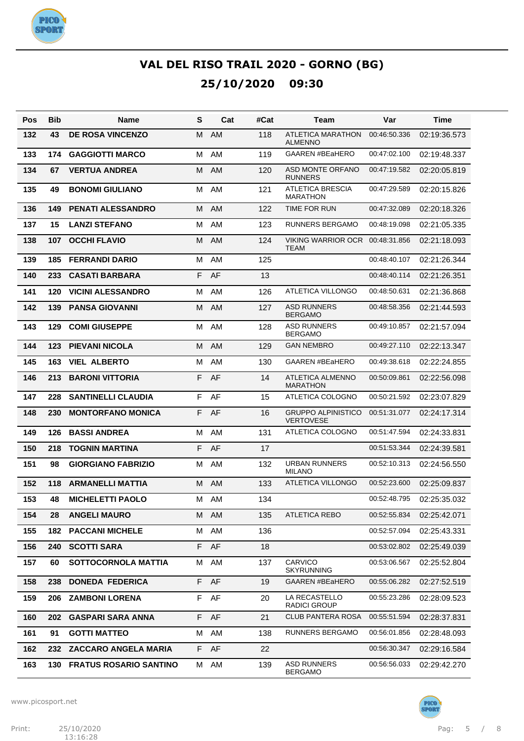# VAL DEL RISO TRAIL 2020 - GORNO (BG)

## 25/10/2020 09:30

| Pos | Bib | Name | S | Cat | #Cat | Team | Var | Time |
|---|---|---|---|---|---|---|---|---|
| 132 | 43 | DE ROSA VINCENZO | M | AM | 118 | ATLETICA MARATHON ALMENNO | 00:46:50.336 | 02:19:36.573 |
| 133 | 174 | GAGGIOTTI MARCO | M | AM | 119 | GAAREN #BEaHERO | 00:47:02.100 | 02:19:48.337 |
| 134 | 67 | VERTUA ANDREA | M | AM | 120 | ASD MONTE ORFANO RUNNERS | 00:47:19.582 | 02:20:05.819 |
| 135 | 49 | BONOMI GIULIANO | M | AM | 121 | ATLETICA BRESCIA MARATHON | 00:47:29.589 | 02:20:15.826 |
| 136 | 149 | PENATI ALESSANDRO | M | AM | 122 | TIME FOR RUN | 00:47:32.089 | 02:20:18.326 |
| 137 | 15 | LANZI STEFANO | M | AM | 123 | RUNNERS BERGAMO | 00:48:19.098 | 02:21:05.335 |
| 138 | 107 | OCCHI FLAVIO | M | AM | 124 | VIKING WARRIOR OCR TEAM | 00:48:31.856 | 02:21:18.093 |
| 139 | 185 | FERRANDI DARIO | M | AM | 125 | | 00:48:40.107 | 02:21:26.344 |
| 140 | 233 | CASATI BARBARA | F | AF | 13 | | 00:48:40.114 | 02:21:26.351 |
| 141 | 120 | VICINI ALESSANDRO | M | AM | 126 | ATLETICA VILLONGO | 00:48:50.631 | 02:21:36.868 |
| 142 | 139 | PANSA GIOVANNI | M | AM | 127 | ASD RUNNERS BERGAMO | 00:48:58.356 | 02:21:44.593 |
| 143 | 129 | COMI GIUSEPPE | M | AM | 128 | ASD RUNNERS BERGAMO | 00:49:10.857 | 02:21:57.094 |
| 144 | 123 | PIEVANI NICOLA | M | AM | 129 | GAN NEMBRO | 00:49:27.110 | 02:22:13.347 |
| 145 | 163 | VIEL ALBERTO | M | AM | 130 | GAAREN #BEaHERO | 00:49:38.618 | 02:22:24.855 |
| 146 | 213 | BARONI VITTORIA | F | AF | 14 | ATLETICA ALMENNO MARATHON | 00:50:09.861 | 02:22:56.098 |
| 147 | 228 | SANTINELLI CLAUDIA | F | AF | 15 | ATLETICA COLOGNO | 00:50:21.592 | 02:23:07.829 |
| 148 | 230 | MONTORFANO MONICA | F | AF | 16 | GRUPPO ALPINISTICO VERTOVESE | 00:51:31.077 | 02:24:17.314 |
| 149 | 126 | BASSI ANDREA | M | AM | 131 | ATLETICA COLOGNO | 00:51:47.594 | 02:24:33.831 |
| 150 | 218 | TOGNIN MARTINA | F | AF | 17 | | 00:51:53.344 | 02:24:39.581 |
| 151 | 98 | GIORGIANO FABRIZIO | M | AM | 132 | URBAN RUNNERS MILANO | 00:52:10.313 | 02:24:56.550 |
| 152 | 118 | ARMANELLI MATTIA | M | AM | 133 | ATLETICA VILLONGO | 00:52:23.600 | 02:25:09.837 |
| 153 | 48 | MICHELETTI PAOLO | M | AM | 134 | | 00:52:48.795 | 02:25:35.032 |
| 154 | 28 | ANGELI MAURO | M | AM | 135 | ATLETICA REBO | 00:52:55.834 | 02:25:42.071 |
| 155 | 182 | PACCANI MICHELE | M | AM | 136 | | 00:52:57.094 | 02:25:43.331 |
| 156 | 240 | SCOTTI SARA | F | AF | 18 | | 00:53:02.802 | 02:25:49.039 |
| 157 | 60 | SOTTOCORNOLA MATTIA | M | AM | 137 | CARVICO SKYRUNNING | 00:53:06.567 | 02:25:52.804 |
| 158 | 238 | DONEDA FEDERICA | F | AF | 19 | GAAREN #BEaHERO | 00:55:06.282 | 02:27:52.519 |
| 159 | 206 | ZAMBONI LORENA | F | AF | 20 | LA RECASTELLO RADICI GROUP | 00:55:23.286 | 02:28:09.523 |
| 160 | 202 | GASPARI SARA ANNA | F | AF | 21 | CLUB PANTERA ROSA | 00:55:51.594 | 02:28:37.831 |
| 161 | 91 | GOTTI MATTEO | M | AM | 138 | RUNNERS BERGAMO | 00:56:01.856 | 02:28:48.093 |
| 162 | 232 | ZACCARO ANGELA MARIA | F | AF | 22 | | 00:56:30.347 | 02:29:16.584 |
| 163 | 130 | FRATUS ROSARIO SANTINO | M | AM | 139 | ASD RUNNERS BERGAMO | 00:56:56.033 | 02:29:42.270 |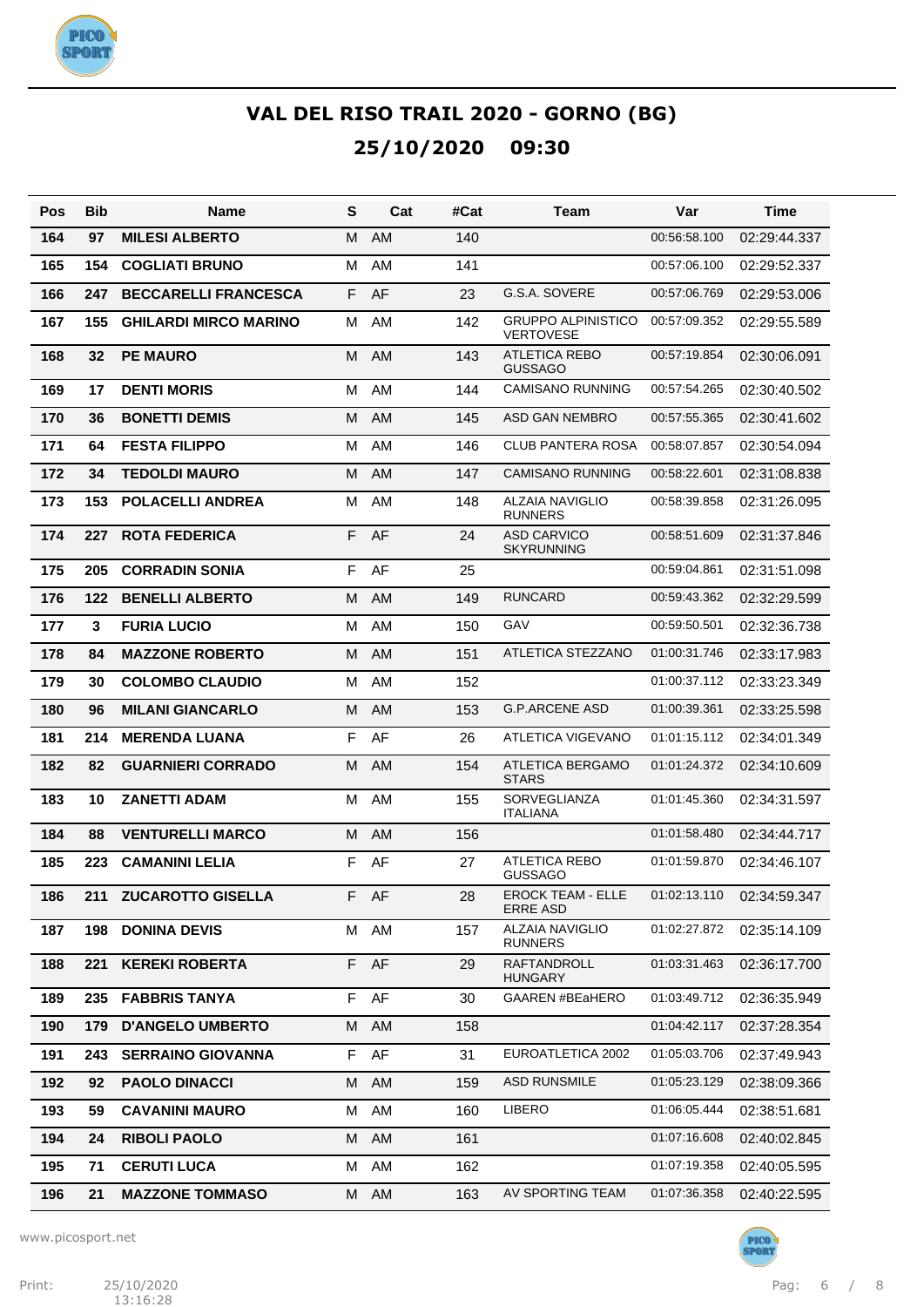# VAL DEL RISO TRAIL 2020 - GORNO (BG)

## 25/10/2020 09:30

| Pos | Bib | Name | S | Cat | #Cat | Team | Var | Time |
|---|---|---|---|---|---|---|---|---|
| 164 | 97 | MILESI ALBERTO | M | AM | 140 | | 00:56:58.100 | 02:29:44.337 |
| 165 | 154 | COGLIATI BRUNO | M | AM | 141 | | 00:57:06.100 | 02:29:52.337 |
| 166 | 247 | BECCARELLI FRANCESCA | F | AF | 23 | G.S.A. SOVERE | 00:57:06.769 | 02:29:53.006 |
| 167 | 155 | GHILARDI MIRCO MARINO | M | AM | 142 | GRUPPO ALPINISTICO VERTOVESE | 00:57:09.352 | 02:29:55.589 |
| 168 | 32 | PE MAURO | M | AM | 143 | ATLETICA REBO GUSSAGO | 00:57:19.854 | 02:30:06.091 |
| 169 | 17 | DENTI MORIS | M | AM | 144 | CAMISANO RUNNING | 00:57:54.265 | 02:30:40.502 |
| 170 | 36 | BONETTI DEMIS | M | AM | 145 | ASD GAN NEMBRO | 00:57:55.365 | 02:30:41.602 |
| 171 | 64 | FESTA FILIPPO | M | AM | 146 | CLUB PANTERA ROSA | 00:58:07.857 | 02:30:54.094 |
| 172 | 34 | TEDOLDI MAURO | M | AM | 147 | CAMISANO RUNNING | 00:58:22.601 | 02:31:08.838 |
| 173 | 153 | POLACELLI ANDREA | M | AM | 148 | ALZAIA NAVIGLIO RUNNERS | 00:58:39.858 | 02:31:26.095 |
| 174 | 227 | ROTA FEDERICA | F | AF | 24 | ASD CARVICO SKYRUNNING | 00:58:51.609 | 02:31:37.846 |
| 175 | 205 | CORRADIN SONIA | F | AF | 25 | | 00:59:04.861 | 02:31:51.098 |
| 176 | 122 | BENELLI ALBERTO | M | AM | 149 | RUNCARD | 00:59:43.362 | 02:32:29.599 |
| 177 | 3 | FURIA LUCIO | M | AM | 150 | GAV | 00:59:50.501 | 02:32:36.738 |
| 178 | 84 | MAZZONE ROBERTO | M | AM | 151 | ATLETICA STEZZANO | 01:00:31.746 | 02:33:17.983 |
| 179 | 30 | COLOMBO CLAUDIO | M | AM | 152 | | 01:00:37.112 | 02:33:23.349 |
| 180 | 96 | MILANI GIANCARLO | M | AM | 153 | G.P.ARCENE ASD | 01:00:39.361 | 02:33:25.598 |
| 181 | 214 | MERENDA LUANA | F | AF | 26 | ATLETICA VIGEVANO | 01:01:15.112 | 02:34:01.349 |
| 182 | 82 | GUARNIERI CORRADO | M | AM | 154 | ATLETICA BERGAMO STARS | 01:01:24.372 | 02:34:10.609 |
| 183 | 10 | ZANETTI ADAM | M | AM | 155 | SORVEGLIANZA ITALIANA | 01:01:45.360 | 02:34:31.597 |
| 184 | 88 | VENTURELLI MARCO | M | AM | 156 | | 01:01:58.480 | 02:34:44.717 |
| 185 | 223 | CAMANINI LELIA | F | AF | 27 | ATLETICA REBO GUSSAGO | 01:01:59.870 | 02:34:46.107 |
| 186 | 211 | ZUCAROTTO GISELLA | F | AF | 28 | EROCK TEAM - ELLE ERRE ASD | 01:02:13.110 | 02:34:59.347 |
| 187 | 198 | DONINA DEVIS | M | AM | 157 | ALZAIA NAVIGLIO RUNNERS | 01:02:27.872 | 02:35:14.109 |
| 188 | 221 | KEREKI ROBERTA | F | AF | 29 | RAFTANDROLL HUNGARY | 01:03:31.463 | 02:36:17.700 |
| 189 | 235 | FABBRIS TANYA | F | AF | 30 | GAAREN #BEaHERO | 01:03:49.712 | 02:36:35.949 |
| 190 | 179 | D'ANGELO UMBERTO | M | AM | 158 | | 01:04:42.117 | 02:37:28.354 |
| 191 | 243 | SERRAINO GIOVANNA | F | AF | 31 | EUROATLETICA 2002 | 01:05:03.706 | 02:37:49.943 |
| 192 | 92 | PAOLO DINACCI | M | AM | 159 | ASD RUNSMILE | 01:05:23.129 | 02:38:09.366 |
| 193 | 59 | CAVANINI MAURO | M | AM | 160 | LIBERO | 01:06:05.444 | 02:38:51.681 |
| 194 | 24 | RIBOLI PAOLO | M | AM | 161 | | 01:07:16.608 | 02:40:02.845 |
| 195 | 71 | CERUTI LUCA | M | AM | 162 | | 01:07:19.358 | 02:40:05.595 |
| 196 | 21 | MAZZONE TOMMASO | M | AM | 163 | AV SPORTING TEAM | 01:07:36.358 | 02:40:22.595 |

www.picosport.net

Print: 25/10/2020 13:16:28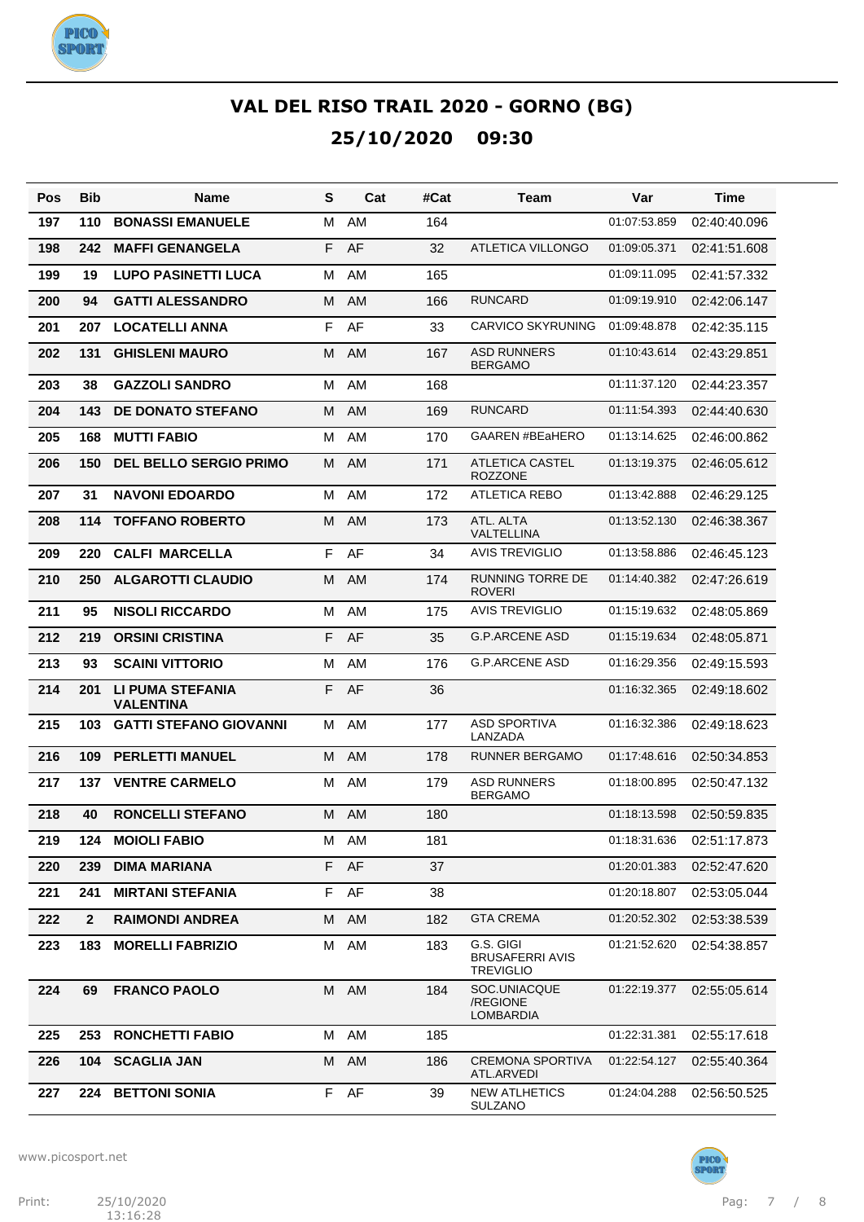# VAL DEL RISO TRAIL 2020 - GORNO (BG)

## 25/10/2020 09:30

| Pos | Bib | Name | S | Cat | #Cat | Team | Var | Time |
|---|---|---|---|---|---|---|---|---|
| 197 | 110 | BONASSI EMANUELE | M | AM | 164 | | 01:07:53.859 | 02:40:40.096 |
| 198 | 242 | MAFFI GENANGELA | F | AF | 32 | ATLETICA VILLONGO | 01:09:05.371 | 02:41:51.608 |
| 199 | 19 | LUPO PASINETTI LUCA | M | AM | 165 | | 01:09:11.095 | 02:41:57.332 |
| 200 | 94 | GATTI ALESSANDRO | M | AM | 166 | RUNCARD | 01:09:19.910 | 02:42:06.147 |
| 201 | 207 | LOCATELLI ANNA | F | AF | 33 | CARVICO SKYRUNING | 01:09:48.878 | 02:42:35.115 |
| 202 | 131 | GHISLENI MAURO | M | AM | 167 | ASD RUNNERS BERGAMO | 01:10:43.614 | 02:43:29.851 |
| 203 | 38 | GAZZOLI SANDRO | M | AM | 168 | | 01:11:37.120 | 02:44:23.357 |
| 204 | 143 | DE DONATO STEFANO | M | AM | 169 | RUNCARD | 01:11:54.393 | 02:44:40.630 |
| 205 | 168 | MUTTI FABIO | M | AM | 170 | GAAREN #BEaHERO | 01:13:14.625 | 02:46:00.862 |
| 206 | 150 | DEL BELLO SERGIO PRIMO | M | AM | 171 | ATLETICA CASTEL ROZZONE | 01:13:19.375 | 02:46:05.612 |
| 207 | 31 | NAVONI EDOARDO | M | AM | 172 | ATLETICA REBO | 01:13:42.888 | 02:46:29.125 |
| 208 | 114 | TOFFANO ROBERTO | M | AM | 173 | ATL. ALTA VALTELLINA | 01:13:52.130 | 02:46:38.367 |
| 209 | 220 | CALFI MARCELLA | F | AF | 34 | AVIS TREVIGLIO | 01:13:58.886 | 02:46:45.123 |
| 210 | 250 | ALGAROTTI CLAUDIO | M | AM | 174 | RUNNING TORRE DE ROVERI | 01:14:40.382 | 02:47:26.619 |
| 211 | 95 | NISOLI RICCARDO | M | AM | 175 | AVIS TREVIGLIO | 01:15:19.632 | 02:48:05.869 |
| 212 | 219 | ORSINI CRISTINA | F | AF | 35 | G.P.ARCENE ASD | 01:15:19.634 | 02:48:05.871 |
| 213 | 93 | SCAINI VITTORIO | M | AM | 176 | G.P.ARCENE ASD | 01:16:29.356 | 02:49:15.593 |
| 214 | 201 | LI PUMA STEFANIA VALENTINA | F | AF | 36 | | 01:16:32.365 | 02:49:18.602 |
| 215 | 103 | GATTI STEFANO GIOVANNI | M | AM | 177 | ASD SPORTIVA LANZADA | 01:16:32.386 | 02:49:18.623 |
| 216 | 109 | PERLETTI MANUEL | M | AM | 178 | RUNNER BERGAMO | 01:17:48.616 | 02:50:34.853 |
| 217 | 137 | VENTRE CARMELO | M | AM | 179 | ASD RUNNERS BERGAMO | 01:18:00.895 | 02:50:47.132 |
| 218 | 40 | RONCELLI STEFANO | M | AM | 180 | | 01:18:13.598 | 02:50:59.835 |
| 219 | 124 | MOIOLI FABIO | M | AM | 181 | | 01:18:31.636 | 02:51:17.873 |
| 220 | 239 | DIMA MARIANA | F | AF | 37 | | 01:20:01.383 | 02:52:47.620 |
| 221 | 241 | MIRTANI STEFANIA | F | AF | 38 | | 01:20:18.807 | 02:53:05.044 |
| 222 | 2 | RAIMONDI ANDREA | M | AM | 182 | GTA CREMA | 01:20:52.302 | 02:53:38.539 |
| 223 | 183 | MORELLI FABRIZIO | M | AM | 183 | G.S. GIGI BRUSAFERRI AVIS TREVIGLIO | 01:21:52.620 | 02:54:38.857 |
| 224 | 69 | FRANCO PAOLO | M | AM | 184 | SOC.UNIACQUE /REGIONE LOMBARDIA | 01:22:19.377 | 02:55:05.614 |
| 225 | 253 | RONCHETTI FABIO | M | AM | 185 | | 01:22:31.381 | 02:55:17.618 |
| 226 | 104 | SCAGLIA JAN | M | AM | 186 | CREMONA SPORTIVA ATL.ARVEDI | 01:22:54.127 | 02:55:40.364 |
| 227 | 224 | BETTONI SONIA | F | AF | 39 | NEW ATLHETICS SULZANO | 01:24:04.288 | 02:56:50.525 |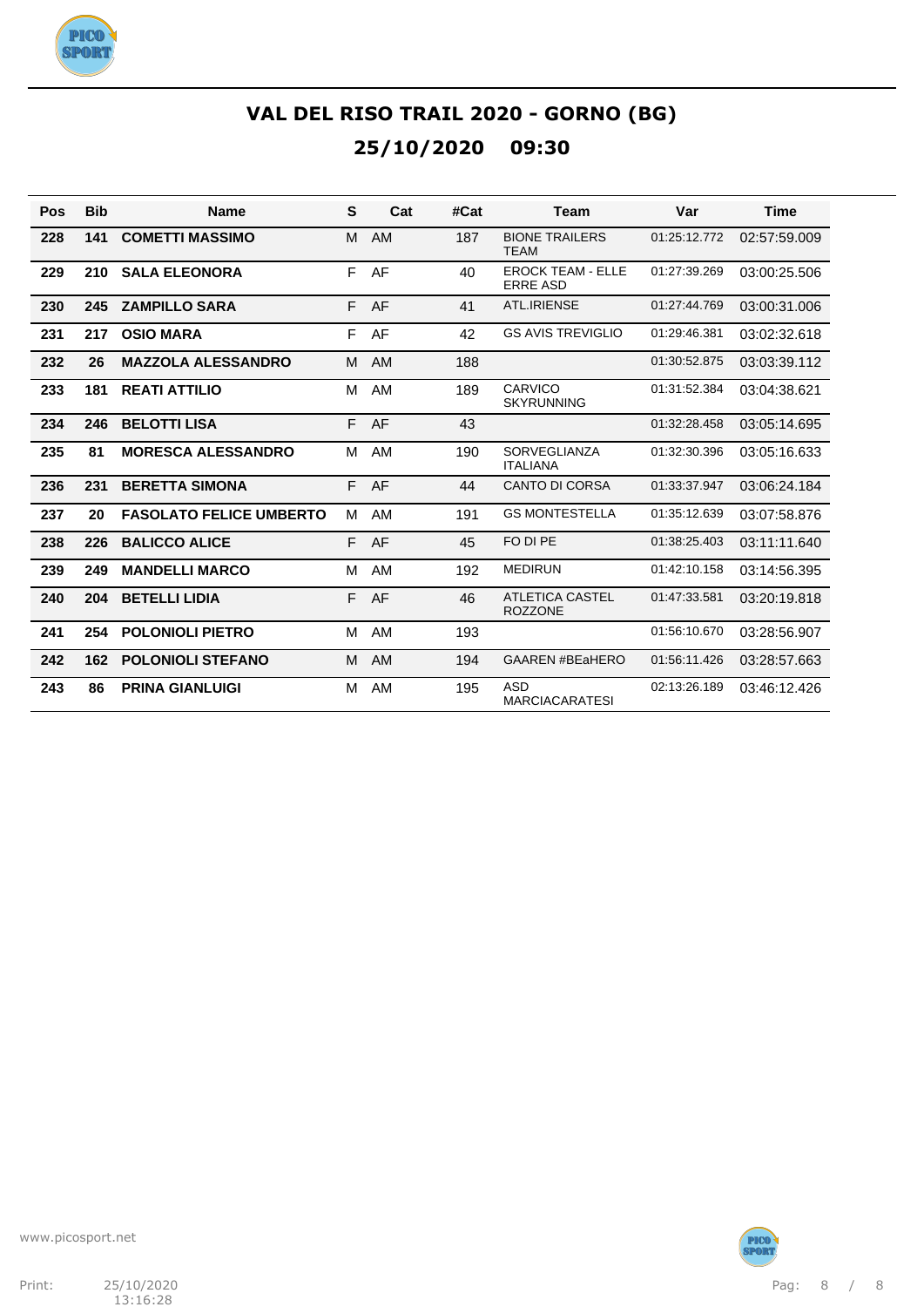# VAL DEL RISO TRAIL 2020 - GORNO (BG)

## 25/10/2020 09:30

| Pos | Bib | Name | S | Cat | #Cat | Team | Var | Time |
|---|---|---|---|---|---|---|---|---|
| 228 | 141 | **COMETTI MASSIMO** | M | AM | 187 | BIONE TRAILERS TEAM | 01:25:12.772 | 02:57:59.009 |
| 229 | 210 | **SALA ELEONORA** | F | AF | 40 | EROCK TEAM - ELLE ERRE ASD | 01:27:39.269 | 03:00:25.506 |
| 230 | 245 | **ZAMPILLO SARA** | F | AF | 41 | ATL.IRIENSE | 01:27:44.769 | 03:00:31.006 |
| 231 | 217 | **OSIO MARA** | F | AF | 42 | GS AVIS TREVIGLIO | 01:29:46.381 | 03:02:32.618 |
| 232 | 26 | **MAZZOLA ALESSANDRO** | M | AM | 188 | | 01:30:52.875 | 03:03:39.112 |
| 233 | 181 | **REATI ATTILIO** | M | AM | 189 | CARVICO SKYRUNNING | 01:31:52.384 | 03:04:38.621 |
| 234 | 246 | **BELOTTI LISA** | F | AF | 43 | | 01:32:28.458 | 03:05:14.695 |
| 235 | 81 | **MORESCA ALESSANDRO** | M | AM | 190 | SORVEGLIANZA ITALIANA | 01:32:30.396 | 03:05:16.633 |
| 236 | 231 | **BERETTA SIMONA** | F | AF | 44 | CANTO DI CORSA | 01:33:37.947 | 03:06:24.184 |
| 237 | 20 | **FASOLATO FELICE UMBERTO** | M | AM | 191 | GS MONTESTELLA | 01:35:12.639 | 03:07:58.876 |
| 238 | 226 | **BALICCO ALICE** | F | AF | 45 | FO DI PE | 01:38:25.403 | 03:11:11.640 |
| 239 | 249 | **MANDELLI MARCO** | M | AM | 192 | MEDIRUN | 01:42:10.158 | 03:14:56.395 |
| 240 | 204 | **BETELLI LIDIA** | F | AF | 46 | ATLETICA CASTEL ROZZONE | 01:47:33.581 | 03:20:19.818 |
| 241 | 254 | **POLONIOLI PIETRO** | M | AM | 193 | | 01:56:10.670 | 03:28:56.907 |
| 242 | 162 | **POLONIOLI STEFANO** | M | AM | 194 | GAAREN #BEaHERO | 01:56:11.426 | 03:28:57.663 |
| 243 | 86 | **PRINA GIANLUIGI** | M | AM | 195 | ASD MARCIACARATESI | 02:13:26.189 | 03:46:12.426 |